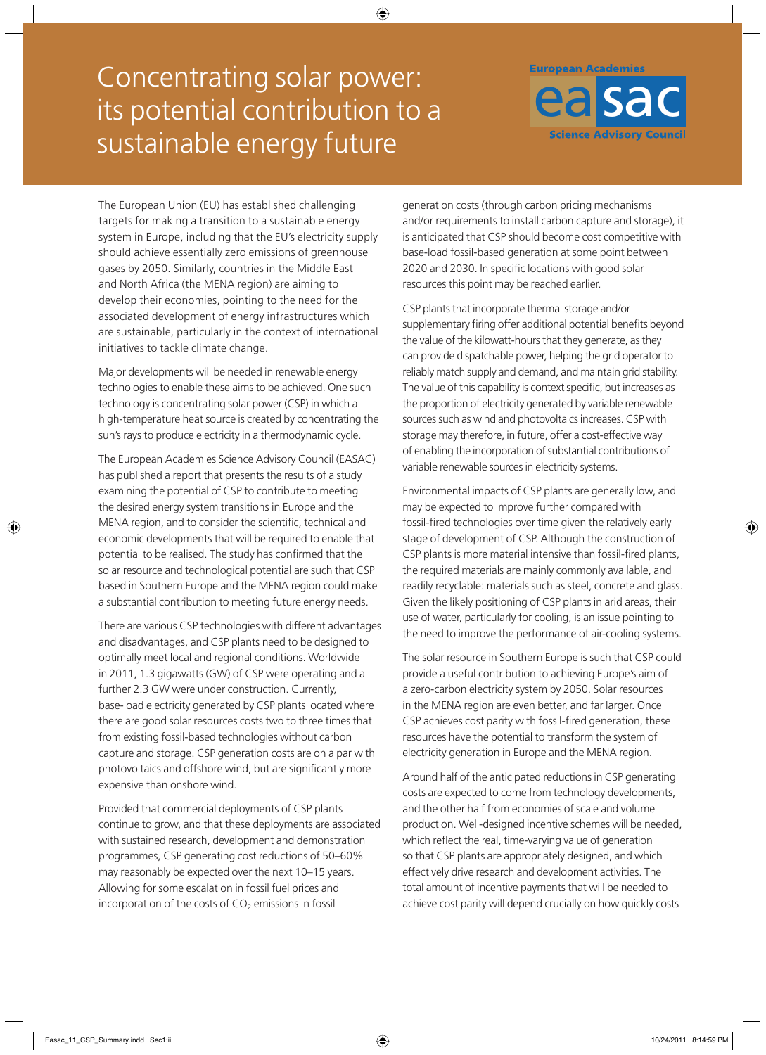# Concentrating solar power: its potential contribution to a sustainable energy future

European Academies easac Science Advisory Council

The European Union (EU) has established challenging targets for making a transition to a sustainable energy system in Europe, including that the EU's electricity supply should achieve essentially zero emissions of greenhouse gases by 2050. Similarly, countries in the Middle East and North Africa (the MENA region) are aiming to develop their economies, pointing to the need for the associated development of energy infrastructures which are sustainable, particularly in the context of international initiatives to tackle climate change.

Major developments will be needed in renewable energy technologies to enable these aims to be achieved. One such technology is concentrating solar power (CSP) in which a high-temperature heat source is created by concentrating the sun's rays to produce electricity in a thermodynamic cycle.

The European Academies Science Advisory Council (EASAC) has published a report that presents the results of a study examining the potential of CSP to contribute to meeting the desired energy system transitions in Europe and the MENA region, and to consider the scientific, technical and economic developments that will be required to enable that potential to be realised. The study has confirmed that the solar resource and technological potential are such that CSP based in Southern Europe and the MENA region could make a substantial contribution to meeting future energy needs.

There are various CSP technologies with different advantages and disadvantages, and CSP plants need to be designed to optimally meet local and regional conditions. Worldwide in 2011, 1.3 gigawatts (GW) of CSP were operating and a further 2.3 GW were under construction. Currently, base-load electricity generated by CSP plants located where there are good solar resources costs two to three times that from existing fossil-based technologies without carbon capture and storage. CSP generation costs are on a par with photovoltaics and offshore wind, but are significantly more expensive than onshore wind.

Provided that commercial deployments of CSP plants continue to grow, and that these deployments are associated with sustained research, development and demonstration programmes, CSP generating cost reductions of 50–60% may reasonably be expected over the next 10–15 years. Allowing for some escalation in fossil fuel prices and incorporation of the costs of $CO_2$ emissions in fossil generation costs (through carbon pricing mechanisms and/or requirements to install carbon capture and storage), it is anticipated that CSP should become cost competitive with base-load fossil-based generation at some point between 2020 and 2030. In specific locations with good solar resources this point may be reached earlier.

CSP plants that incorporate thermal storage and/or supplementary firing offer additional potential benefits beyond the value of the kilowatt-hours that they generate, as they can provide dispatchable power, helping the grid operator to reliably match supply and demand, and maintain grid stability. The value of this capability is context specific, but increases as the proportion of electricity generated by variable renewable sources such as wind and photovoltaics increases. CSP with storage may therefore, in future, offer a cost-effective way of enabling the incorporation of substantial contributions of variable renewable sources in electricity systems.

Environmental impacts of CSP plants are generally low, and may be expected to improve further compared with fossil-fired technologies over time given the relatively early stage of development of CSP. Although the construction of CSP plants is more material intensive than fossil-fired plants, the required materials are mainly commonly available, and readily recyclable: materials such as steel, concrete and glass. Given the likely positioning of CSP plants in arid areas, their use of water, particularly for cooling, is an issue pointing to the need to improve the performance of air-cooling systems.

The solar resource in Southern Europe is such that CSP could provide a useful contribution to achieving Europe's aim of a zero-carbon electricity system by 2050. Solar resources in the MENA region are even better, and far larger. Once CSP achieves cost parity with fossil-fired generation, these resources have the potential to transform the system of electricity generation in Europe and the MENA region.

Around half of the anticipated reductions in CSP generating costs are expected to come from technology developments, and the other half from economies of scale and volume production. Well-designed incentive schemes will be needed, which reflect the real, time-varying value of generation so that CSP plants are appropriately designed, and which effectively drive research and development activities. The total amount of incentive payments that will be needed to achieve cost parity will depend crucially on how quickly costs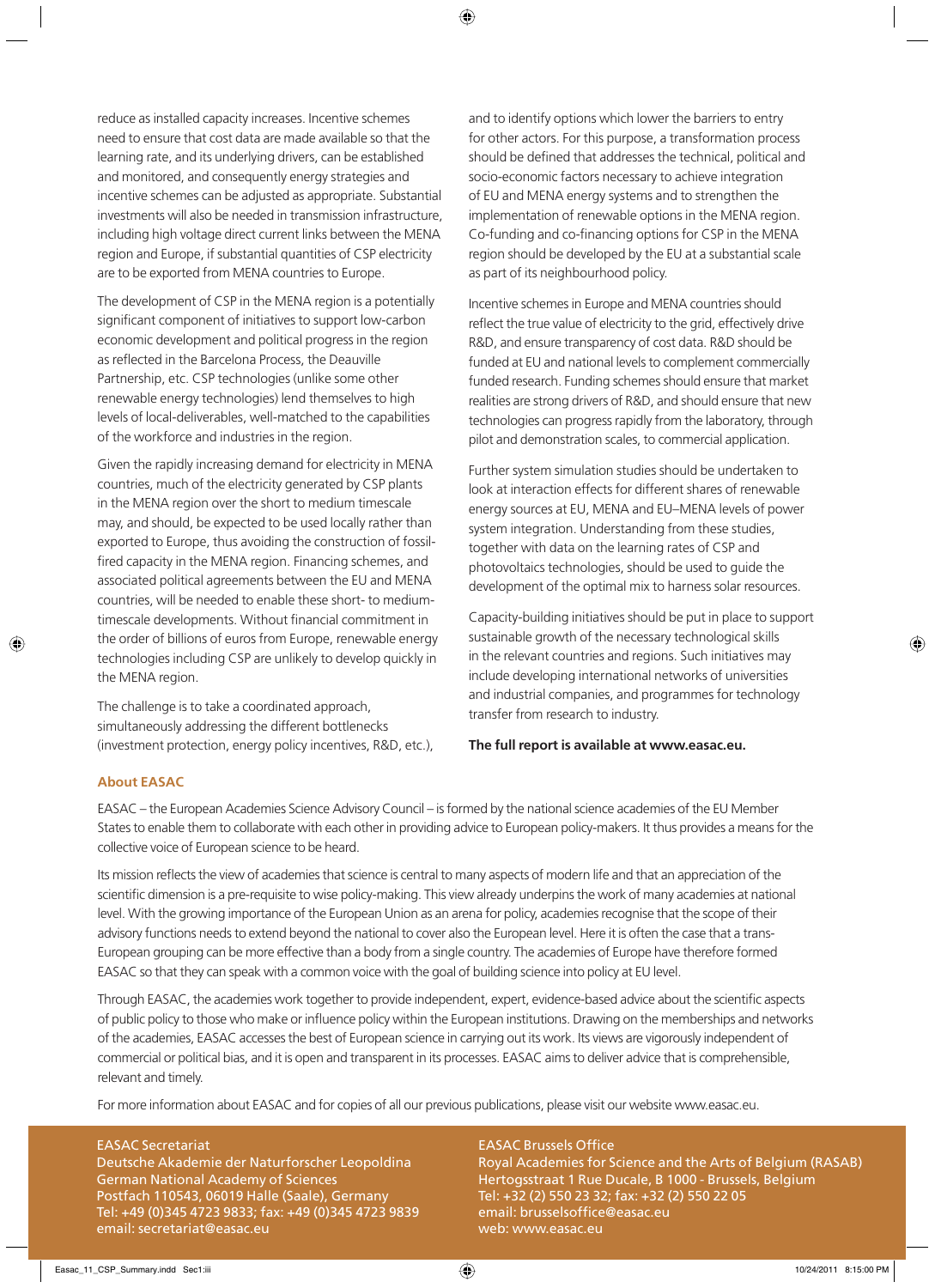reduce as installed capacity increases. Incentive schemes need to ensure that cost data are made available so that the learning rate, and its underlying drivers, can be established and monitored, and consequently energy strategies and incentive schemes can be adjusted as appropriate. Substantial investments will also be needed in transmission infrastructure, including high voltage direct current links between the MENA region and Europe, if substantial quantities of CSP electricity are to be exported from MENA countries to Europe.

The development of CSP in the MENA region is a potentially significant component of initiatives to support low-carbon economic development and political progress in the region as reflected in the Barcelona Process, the Deauville Partnership, etc. CSP technologies (unlike some other renewable energy technologies) lend themselves to high levels of local-deliverables, well-matched to the capabilities of the workforce and industries in the region.

Given the rapidly increasing demand for electricity in MENA countries, much of the electricity generated by CSP plants in the MENA region over the short to medium timescale may, and should, be expected to be used locally rather than exported to Europe, thus avoiding the construction of fossil-fired capacity in the MENA region. Financing schemes, and associated political agreements between the EU and MENA countries, will be needed to enable these short- to medium-timescale developments. Without financial commitment in the order of billions of euros from Europe, renewable energy technologies including CSP are unlikely to develop quickly in the MENA region.

The challenge is to take a coordinated approach, simultaneously addressing the different bottlenecks (investment protection, energy policy incentives, R&D, etc.), and to identify options which lower the barriers to entry for other actors. For this purpose, a transformation process should be defined that addresses the technical, political and socio-economic factors necessary to achieve integration of EU and MENA energy systems and to strengthen the implementation of renewable options in the MENA region. Co-funding and co-financing options for CSP in the MENA region should be developed by the EU at a substantial scale as part of its neighbourhood policy.

Incentive schemes in Europe and MENA countries should reflect the true value of electricity to the grid, effectively drive R&D, and ensure transparency of cost data. R&D should be funded at EU and national levels to complement commercially funded research. Funding schemes should ensure that market realities are strong drivers of R&D, and should ensure that new technologies can progress rapidly from the laboratory, through pilot and demonstration scales, to commercial application.

Further system simulation studies should be undertaken to look at interaction effects for different shares of renewable energy sources at EU, MENA and EU–MENA levels of power system integration. Understanding from these studies, together with data on the learning rates of CSP and photovoltaics technologies, should be used to guide the development of the optimal mix to harness solar resources.

Capacity-building initiatives should be put in place to support sustainable growth of the necessary technological skills in the relevant countries and regions. Such initiatives may include developing international networks of universities and industrial companies, and programmes for technology transfer from research to industry.

**The full report is available at www.easac.eu.**

## About EASAC

EASAC – the European Academies Science Advisory Council – is formed by the national science academies of the EU Member States to enable them to collaborate with each other in providing advice to European policy-makers. It thus provides a means for the collective voice of European science to be heard.

Its mission reflects the view of academies that science is central to many aspects of modern life and that an appreciation of the scientific dimension is a pre-requisite to wise policy-making. This view already underpins the work of many academies at national level. With the growing importance of the European Union as an arena for policy, academies recognise that the scope of their advisory functions needs to extend beyond the national to cover also the European level. Here it is often the case that a trans-European grouping can be more effective than a body from a single country. The academies of Europe have therefore formed EASAC so that they can speak with a common voice with the goal of building science into policy at EU level.

Through EASAC, the academies work together to provide independent, expert, evidence-based advice about the scientific aspects of public policy to those who make or influence policy within the European institutions. Drawing on the memberships and networks of the academies, EASAC accesses the best of European science in carrying out its work. Its views are vigorously independent of commercial or political bias, and it is open and transparent in its processes. EASAC aims to deliver advice that is comprehensible, relevant and timely.

For more information about EASAC and for copies of all our previous publications, please visit our website www.easac.eu.

EASAC Secretariat
Deutsche Akademie der Naturforscher Leopoldina
German National Academy of Sciences
Postfach 110543, 06019 Halle (Saale), Germany
Tel: +49 (0)345 4723 9833; fax: +49 (0)345 4723 9839
email: secretariat@easac.eu

EASAC Brussels Office
Royal Academies for Science and the Arts of Belgium (RASAB)
Hertogsstraat 1 Rue Ducale, B 1000 - Brussels, Belgium
Tel: +32 (2) 550 23 32; fax: +32 (2) 550 22 05
email: brusselsoffice@easac.eu
web: www.easac.eu